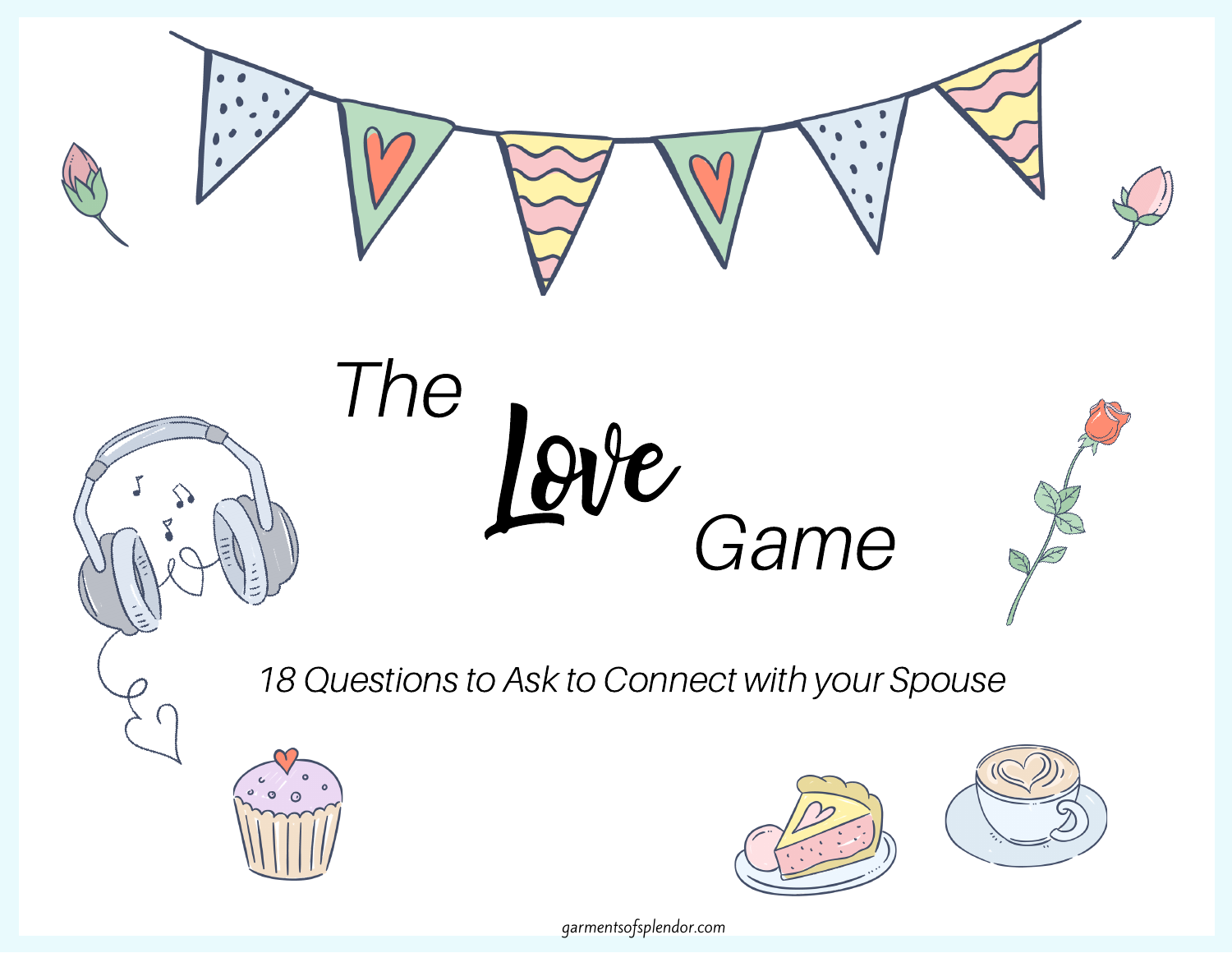# The Love Game

*18 Questions to Ask to Connect with your Spouse*

garmentsofsplendor.com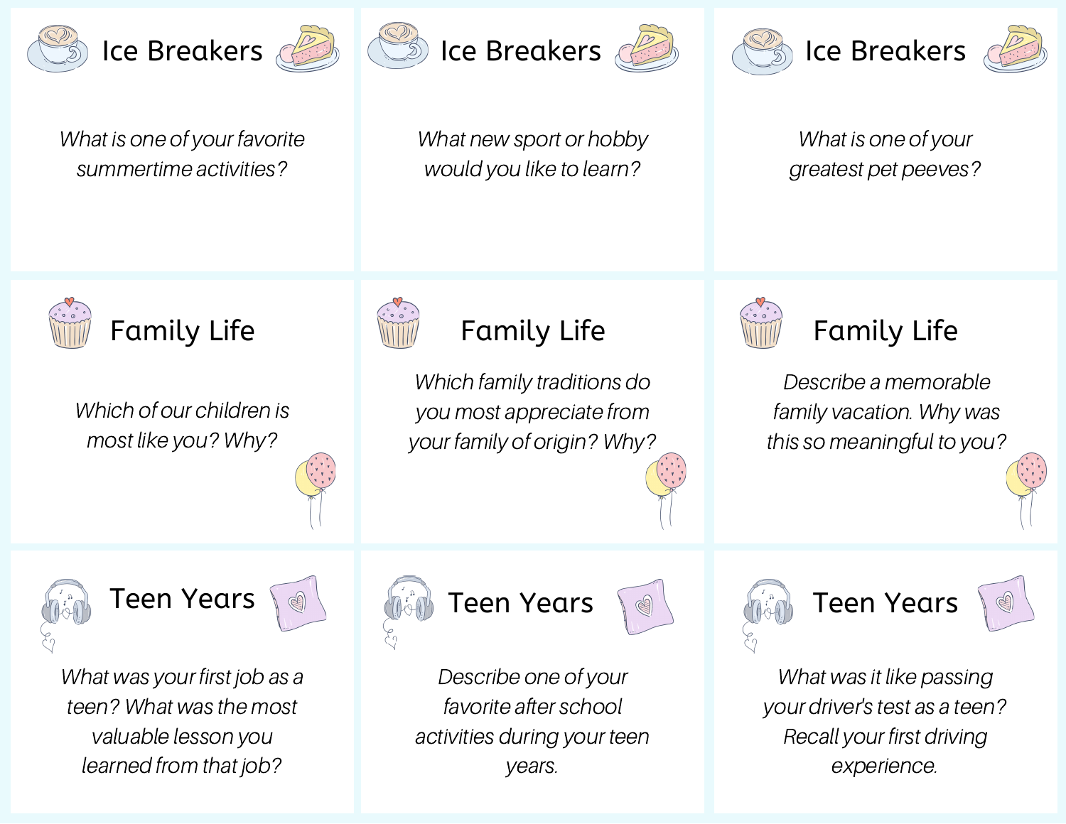## Ice Breakers

*What is one of your favorite summertime activities?*

## Ice Breakers

*What new sport or hobby would you like to learn?*

## Ice Breakers

*What is one of your greatest pet peeves?*

## Family Life

*Which of our children is most like you? Why?*

## Family Life

*Which family traditions do you most appreciate from your family of origin? Why?*

## Family Life

*Describe a memorable family vacation. Why was this so meaningful to you?*

## Teen Years

*What was your first job as a teen? What was the most valuable lesson you learned from that job?*

## Teen Years

*Describe one of your favorite after school activities during your teen years.*

## Teen Years

*What was it like passing your driver's test as a teen? Recall your first driving experience.*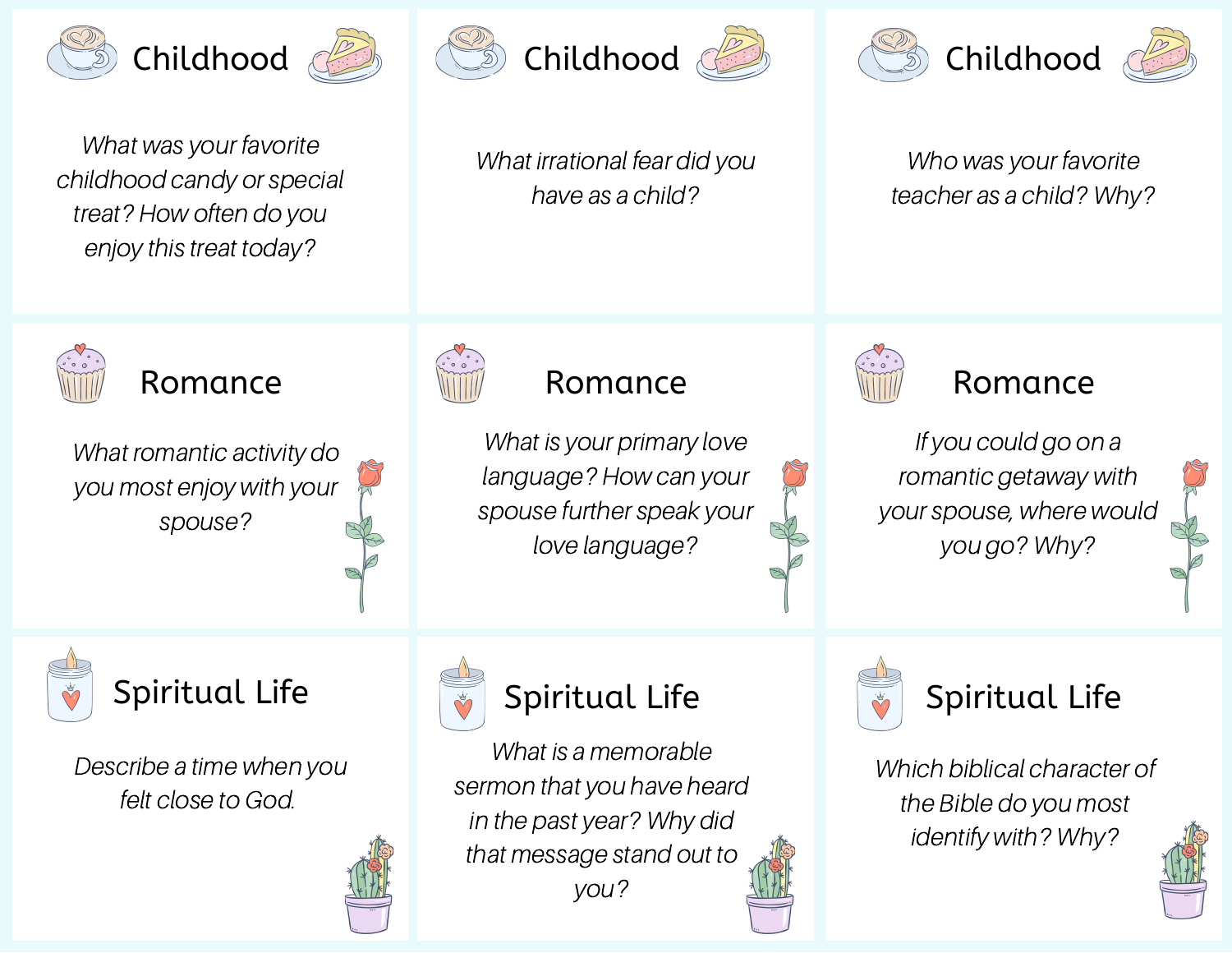## Childhood

*What was your favorite childhood candy or special treat? How often do you enjoy this treat today?*

## Childhood

*What irrational fear did you have as a child?*

## Childhood

*Who was your favorite teacher as a child? Why?*

## Romance

*What romantic activity do you most enjoy with your spouse?*

## Romance

*What is your primary love language? How can your spouse further speak your love language?*

## Romance

*If you could go on a romantic getaway with your spouse, where would you go? Why?*

## Spiritual Life

*Describe a time when you felt close to God.*

## Spiritual Life

*What is a memorable sermon that you have heard in the past year? Why did that message stand out to you?*

## Spiritual Life

*Which biblical character of the Bible do you most identify with? Why?*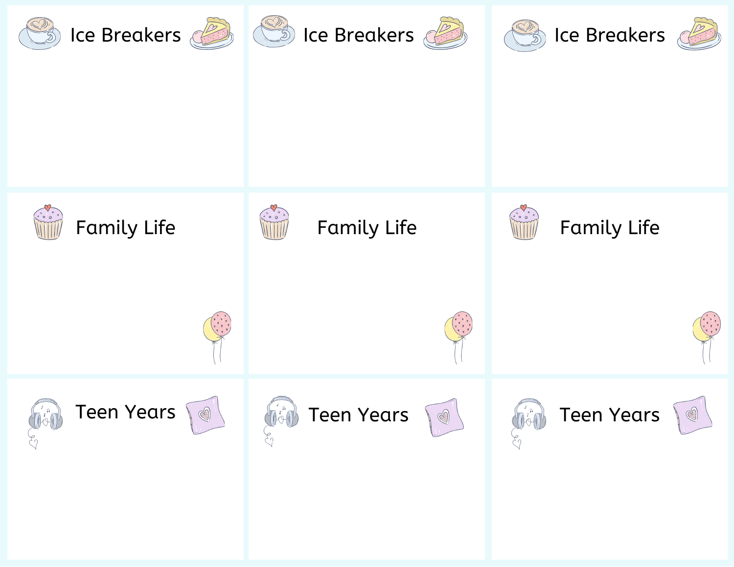Ice Breakers

Ice Breakers

Ice Breakers

Family Life

Family Life

Family Life

Teen Years

Teen Years

Teen Years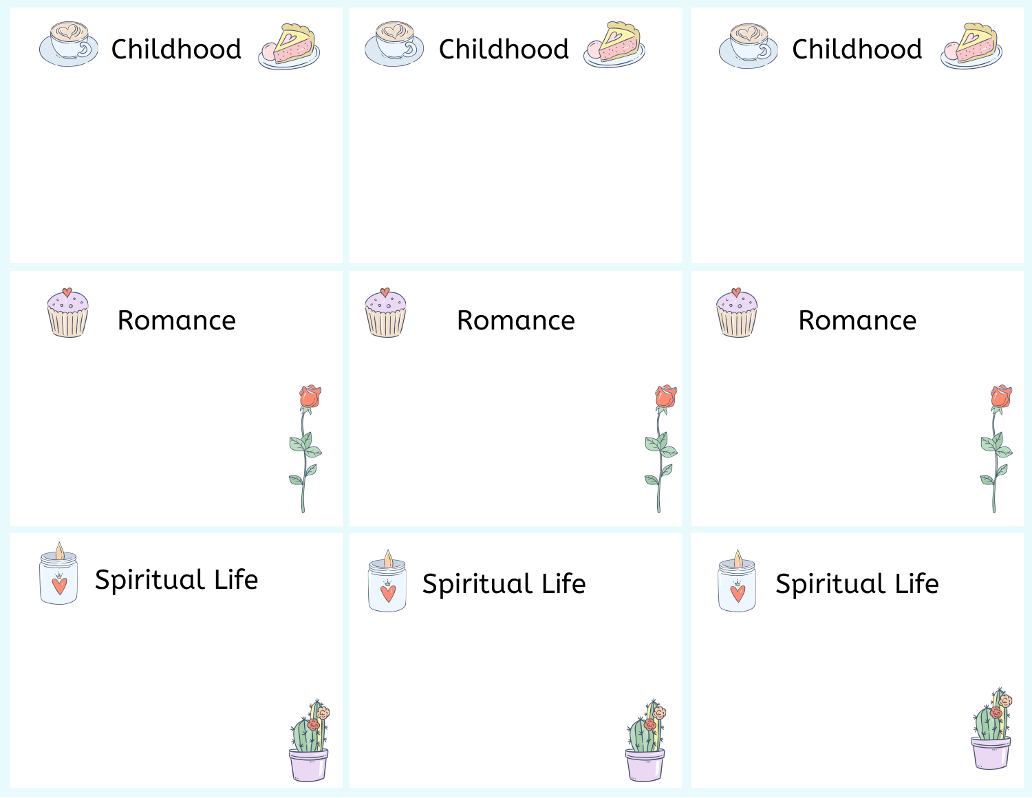Childhood

Childhood

Childhood

Romance

Romance

Romance

Spiritual Life

Spiritual Life

Spiritual Life